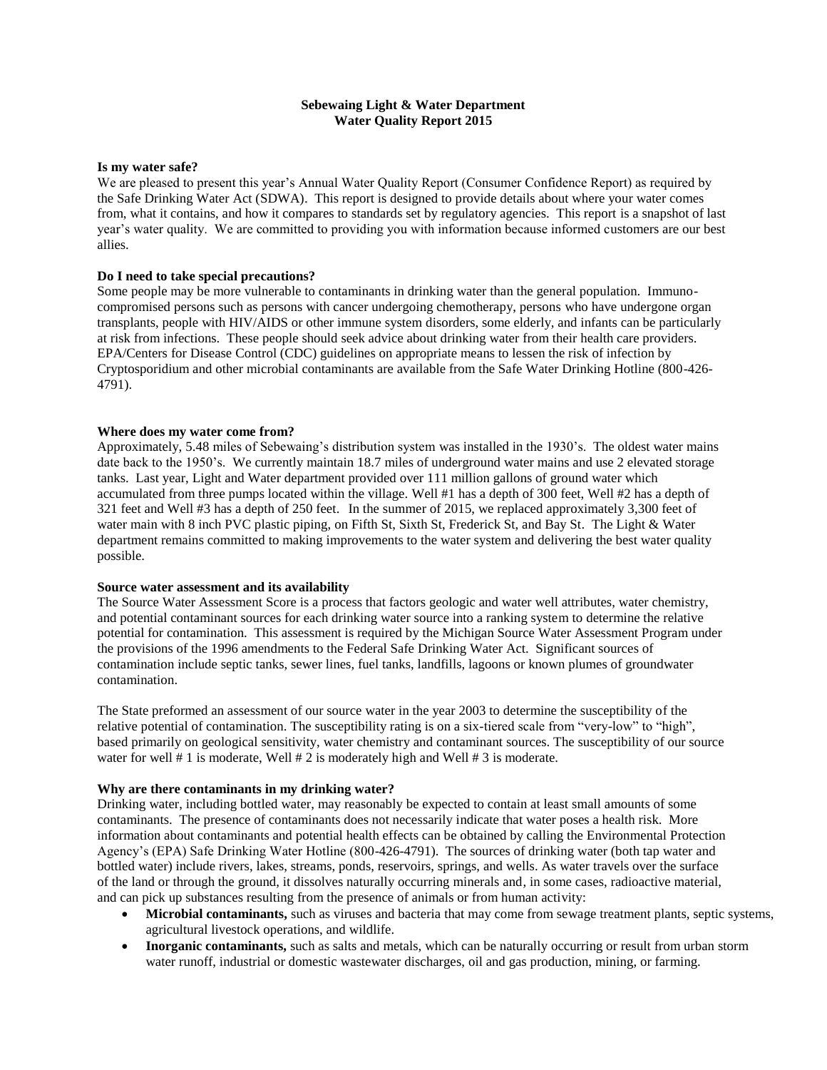# Sebewaing Light & Water Department
## Water Quality Report 2015

### Is my water safe?

We are pleased to present this year's Annual Water Quality Report (Consumer Confidence Report) as required by the Safe Drinking Water Act (SDWA). This report is designed to provide details about where your water comes from, what it contains, and how it compares to standards set by regulatory agencies. This report is a snapshot of last year's water quality. We are committed to providing you with information because informed customers are our best allies.

### Do I need to take special precautions?

Some people may be more vulnerable to contaminants in drinking water than the general population. Immuno-compromised persons such as persons with cancer undergoing chemotherapy, persons who have undergone organ transplants, people with HIV/AIDS or other immune system disorders, some elderly, and infants can be particularly at risk from infections. These people should seek advice about drinking water from their health care providers. EPA/Centers for Disease Control (CDC) guidelines on appropriate means to lessen the risk of infection by Cryptosporidium and other microbial contaminants are available from the Safe Water Drinking Hotline (800-426-4791).

### Where does my water come from?

Approximately, 5.48 miles of Sebewaing's distribution system was installed in the 1930's. The oldest water mains date back to the 1950's. We currently maintain 18.7 miles of underground water mains and use 2 elevated storage tanks. Last year, Light and Water department provided over 111 million gallons of ground water which accumulated from three pumps located within the village. Well #1 has a depth of 300 feet, Well #2 has a depth of 321 feet and Well #3 has a depth of 250 feet. In the summer of 2015, we replaced approximately 3,300 feet of water main with 8 inch PVC plastic piping, on Fifth St, Sixth St, Frederick St, and Bay St. The Light & Water department remains committed to making improvements to the water system and delivering the best water quality possible.

### Source water assessment and its availability

The Source Water Assessment Score is a process that factors geologic and water well attributes, water chemistry, and potential contaminant sources for each drinking water source into a ranking system to determine the relative potential for contamination. This assessment is required by the Michigan Source Water Assessment Program under the provisions of the 1996 amendments to the Federal Safe Drinking Water Act. Significant sources of contamination include septic tanks, sewer lines, fuel tanks, landfills, lagoons or known plumes of groundwater contamination.

The State preformed an assessment of our source water in the year 2003 to determine the susceptibility of the relative potential of contamination. The susceptibility rating is on a six-tiered scale from "very-low" to "high", based primarily on geological sensitivity, water chemistry and contaminant sources. The susceptibility of our source water for well # 1 is moderate, Well # 2 is moderately high and Well # 3 is moderate.

### Why are there contaminants in my drinking water?

Drinking water, including bottled water, may reasonably be expected to contain at least small amounts of some contaminants. The presence of contaminants does not necessarily indicate that water poses a health risk. More information about contaminants and potential health effects can be obtained by calling the Environmental Protection Agency's (EPA) Safe Drinking Water Hotline (800-426-4791). The sources of drinking water (both tap water and bottled water) include rivers, lakes, streams, ponds, reservoirs, springs, and wells. As water travels over the surface of the land or through the ground, it dissolves naturally occurring minerals and, in some cases, radioactive material, and can pick up substances resulting from the presence of animals or from human activity:

- **Microbial contaminants,** such as viruses and bacteria that may come from sewage treatment plants, septic systems, agricultural livestock operations, and wildlife.
- **Inorganic contaminants,** such as salts and metals, which can be naturally occurring or result from urban storm water runoff, industrial or domestic wastewater discharges, oil and gas production, mining, or farming.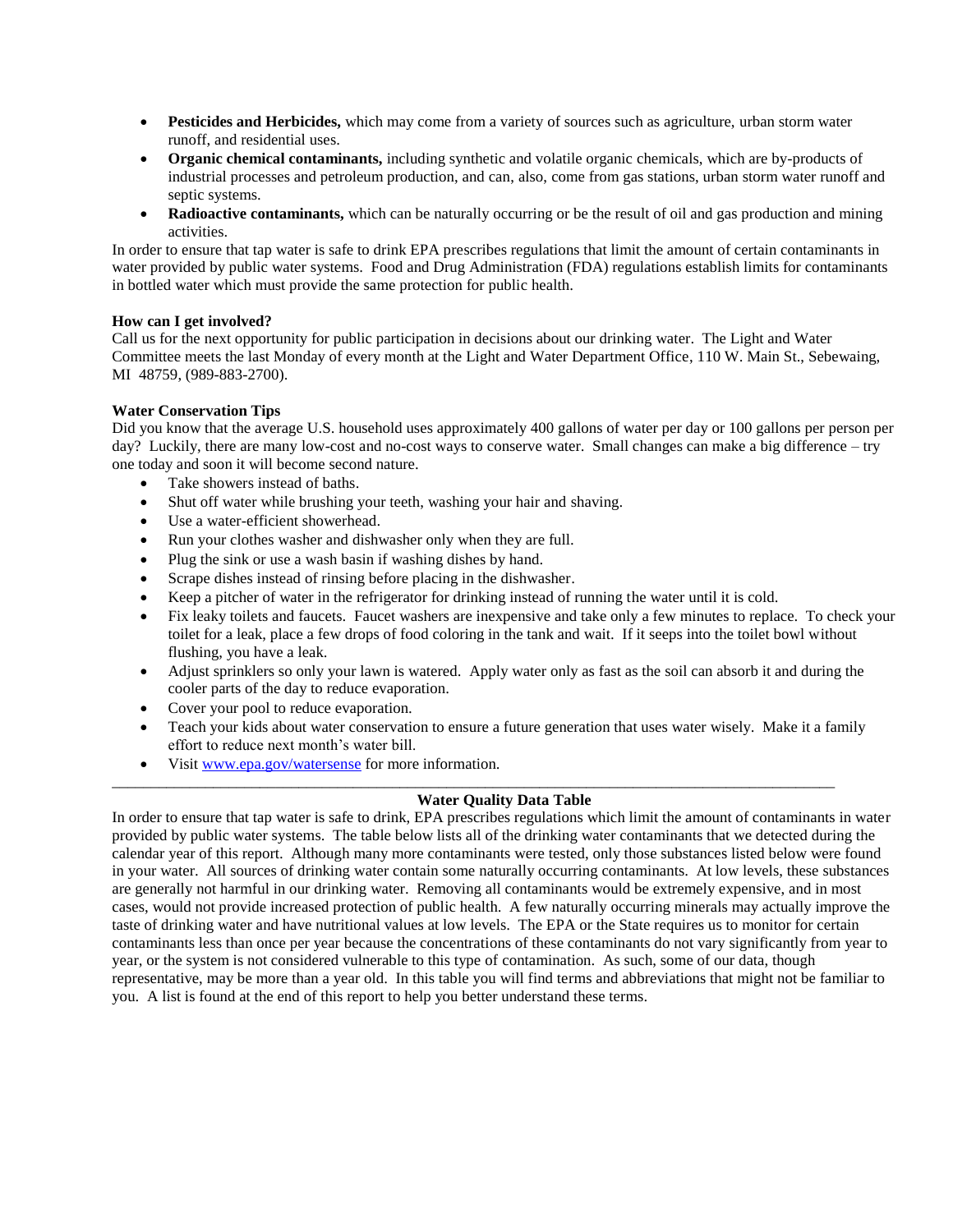- **Pesticides and Herbicides,** which may come from a variety of sources such as agriculture, urban storm water runoff, and residential uses.
- **Organic chemical contaminants,** including synthetic and volatile organic chemicals, which are by-products of industrial processes and petroleum production, and can, also, come from gas stations, urban storm water runoff and septic systems.
- **Radioactive contaminants,** which can be naturally occurring or be the result of oil and gas production and mining activities.

In order to ensure that tap water is safe to drink EPA prescribes regulations that limit the amount of certain contaminants in water provided by public water systems. Food and Drug Administration (FDA) regulations establish limits for contaminants in bottled water which must provide the same protection for public health.

**How can I get involved?**
Call us for the next opportunity for public participation in decisions about our drinking water. The Light and Water Committee meets the last Monday of every month at the Light and Water Department Office, 110 W. Main St., Sebewaing, MI 48759, (989-883-2700).

**Water Conservation Tips**
Did you know that the average U.S. household uses approximately 400 gallons of water per day or 100 gallons per person per day? Luckily, there are many low-cost and no-cost ways to conserve water. Small changes can make a big difference – try one today and soon it will become second nature.

- Take showers instead of baths.
- Shut off water while brushing your teeth, washing your hair and shaving.
- Use a water-efficient showerhead.
- Run your clothes washer and dishwasher only when they are full.
- Plug the sink or use a wash basin if washing dishes by hand.
- Scrape dishes instead of rinsing before placing in the dishwasher.
- Keep a pitcher of water in the refrigerator for drinking instead of running the water until it is cold.
- Fix leaky toilets and faucets. Faucet washers are inexpensive and take only a few minutes to replace. To check your toilet for a leak, place a few drops of food coloring in the tank and wait. If it seeps into the toilet bowl without flushing, you have a leak.
- Adjust sprinklers so only your lawn is watered. Apply water only as fast as the soil can absorb it and during the cooler parts of the day to reduce evaporation.
- Cover your pool to reduce evaporation.
- Teach your kids about water conservation to ensure a future generation that uses water wisely. Make it a family effort to reduce next month's water bill.
- Visit www.epa.gov/watersense for more information.

---

**Water Quality Data Table**

In order to ensure that tap water is safe to drink, EPA prescribes regulations which limit the amount of contaminants in water provided by public water systems. The table below lists all of the drinking water contaminants that we detected during the calendar year of this report. Although many more contaminants were tested, only those substances listed below were found in your water. All sources of drinking water contain some naturally occurring contaminants. At low levels, these substances are generally not harmful in our drinking water. Removing all contaminants would be extremely expensive, and in most cases, would not provide increased protection of public health. A few naturally occurring minerals may actually improve the taste of drinking water and have nutritional values at low levels. The EPA or the State requires us to monitor for certain contaminants less than once per year because the concentrations of these contaminants do not vary significantly from year to year, or the system is not considered vulnerable to this type of contamination. As such, some of our data, though representative, may be more than a year old. In this table you will find terms and abbreviations that might not be familiar to you. A list is found at the end of this report to help you better understand these terms.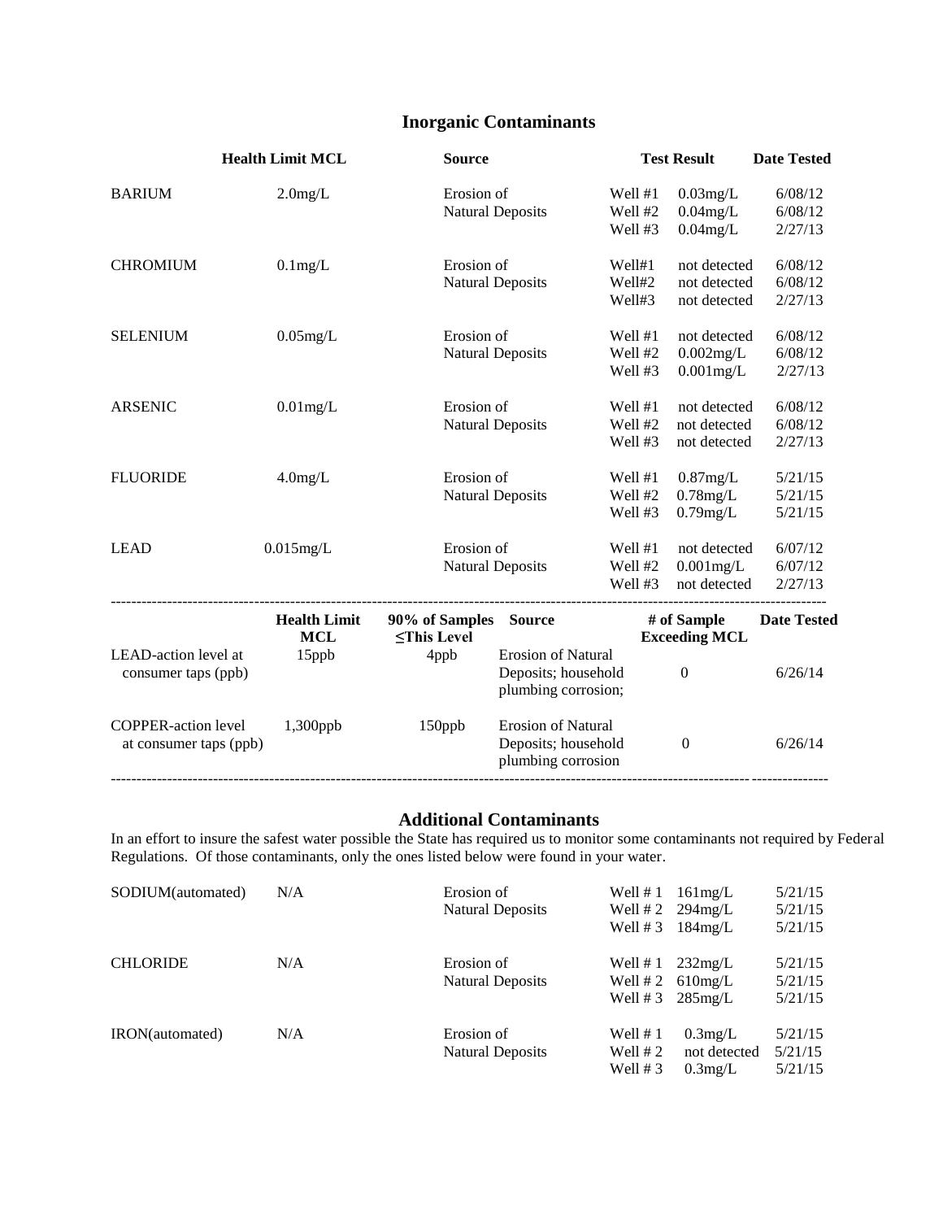## Inorganic Contaminants

| | Health Limit MCL | Source | Test Result | | Date Tested |
|---|---|---|---|---|---|
| BARIUM | 2.0mg/L | Erosion of Natural Deposits | Well #1 | 0.03mg/L | 6/08/12 |
| | | | Well #2 | 0.04mg/L | 6/08/12 |
| | | | Well #3 | 0.04mg/L | 2/27/13 |
| CHROMIUM | 0.1mg/L | Erosion of Natural Deposits | Well#1 | not detected | 6/08/12 |
| | | | Well#2 | not detected | 6/08/12 |
| | | | Well#3 | not detected | 2/27/13 |
| SELENIUM | 0.05mg/L | Erosion of Natural Deposits | Well #1 | not detected | 6/08/12 |
| | | | Well #2 | 0.002mg/L | 6/08/12 |
| | | | Well #3 | 0.001mg/L | 2/27/13 |
| ARSENIC | 0.01mg/L | Erosion of Natural Deposits | Well #1 | not detected | 6/08/12 |
| | | | Well #2 | not detected | 6/08/12 |
| | | | Well #3 | not detected | 2/27/13 |
| FLUORIDE | 4.0mg/L | Erosion of Natural Deposits | Well #1 | 0.87mg/L | 5/21/15 |
| | | | Well #2 | 0.78mg/L | 5/21/15 |
| | | | Well #3 | 0.79mg/L | 5/21/15 |
| LEAD | 0.015mg/L | Erosion of Natural Deposits | Well #1 | not detected | 6/07/12 |
| | | | Well #2 | 0.001mg/L | 6/07/12 |
| | | | Well #3 | not detected | 2/27/13 |

| | Health Limit MCL | 90% of Samples ≤This Level | Source | # of Sample Exceeding MCL | Date Tested |
|---|---|---|---|---|---|
| LEAD-action level at consumer taps (ppb) | 15ppb | 4ppb | Erosion of Natural Deposits; household plumbing corrosion; | 0 | 6/26/14 |
| COPPER-action level at consumer taps (ppb) | 1,300ppb | 150ppb | Erosion of Natural Deposits; household plumbing corrosion | 0 | 6/26/14 |

## Additional Contaminants

In an effort to insure the safest water possible the State has required us to monitor some contaminants not required by Federal Regulations. Of those contaminants, only the ones listed below were found in your water.

| | | Source | Test Result | | Date Tested |
|---|---|---|---|---|---|
| SODIUM(automated) | N/A | Erosion of Natural Deposits | Well # 1 | 161mg/L | 5/21/15 |
| | | | Well # 2 | 294mg/L | 5/21/15 |
| | | | Well # 3 | 184mg/L | 5/21/15 |
| CHLORIDE | N/A | Erosion of Natural Deposits | Well # 1 | 232mg/L | 5/21/15 |
| | | | Well # 2 | 610mg/L | 5/21/15 |
| | | | Well # 3 | 285mg/L | 5/21/15 |
| IRON(automated) | N/A | Erosion of Natural Deposits | Well # 1 | 0.3mg/L | 5/21/15 |
| | | | Well # 2 | not detected | 5/21/15 |
| | | | Well # 3 | 0.3mg/L | 5/21/15 |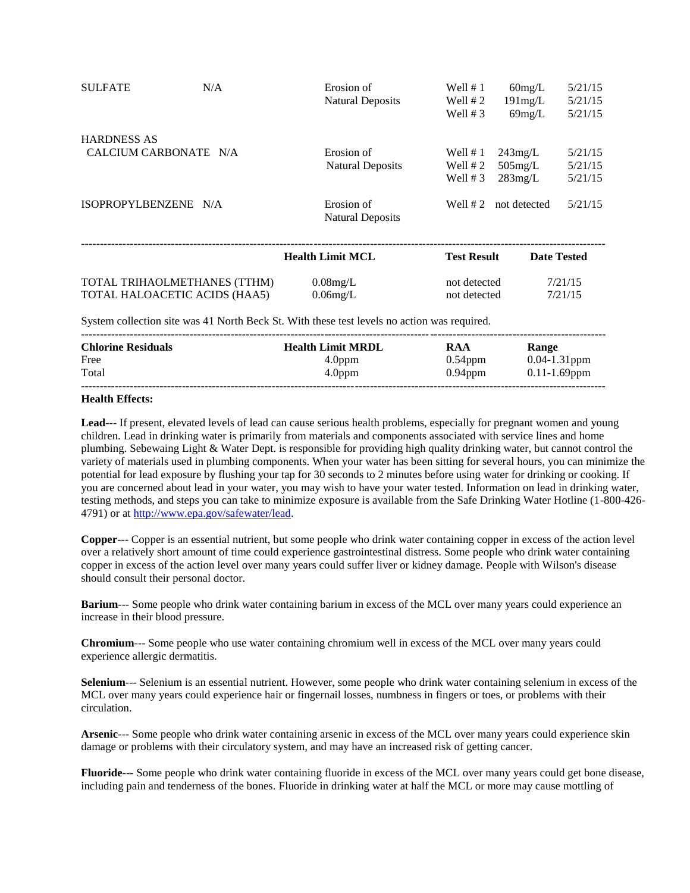| | | | | | |
|---|---|---|---|---|---|
| SULFATE | N/A | Erosion of Natural Deposits | Well # 1<br>Well # 2<br>Well # 3 | 60mg/L<br>191mg/L<br>69mg/L | 5/21/15<br>5/21/15<br>5/21/15 |
| HARDNESS AS CALCIUM CARBONATE | N/A | Erosion of Natural Deposits | Well # 1<br>Well # 2<br>Well # 3 | 243mg/L<br>505mg/L<br>283mg/L | 5/21/15<br>5/21/15<br>5/21/15 |
| ISOPROPYLBENZENE | N/A | Erosion of Natural Deposits | Well # 2 | not detected | 5/21/15 |

| | Health Limit MCL | Test Result | Date Tested |
|---|---|---|---|
| TOTAL TRIHAOLMETHANES (TTHM) | 0.08mg/L | not detected | 7/21/15 |
| TOTAL HALOACETIC ACIDS (HAA5) | 0.06mg/L | not detected | 7/21/15 |

System collection site was 41 North Beck St. With these test levels no action was required.

| Chlorine Residuals | Health Limit MRDL | RAA | Range |
|---|---|---|---|
| Free | 4.0ppm | 0.54ppm | 0.04-1.31ppm |
| Total | 4.0ppm | 0.94ppm | 0.11-1.69ppm |

**Health Effects:**

**Lead**--- If present, elevated levels of lead can cause serious health problems, especially for pregnant women and young children. Lead in drinking water is primarily from materials and components associated with service lines and home plumbing. Sebewaing Light & Water Dept. is responsible for providing high quality drinking water, but cannot control the variety of materials used in plumbing components. When your water has been sitting for several hours, you can minimize the potential for lead exposure by flushing your tap for 30 seconds to 2 minutes before using water for drinking or cooking. If you are concerned about lead in your water, you may wish to have your water tested. Information on lead in drinking water, testing methods, and steps you can take to minimize exposure is available from the Safe Drinking Water Hotline (1-800-426-4791) or at http://www.epa.gov/safewater/lead.

**Copper**--- Copper is an essential nutrient, but some people who drink water containing copper in excess of the action level over a relatively short amount of time could experience gastrointestinal distress. Some people who drink water containing copper in excess of the action level over many years could suffer liver or kidney damage. People with Wilson's disease should consult their personal doctor.

**Barium**--- Some people who drink water containing barium in excess of the MCL over many years could experience an increase in their blood pressure.

**Chromium**--- Some people who use water containing chromium well in excess of the MCL over many years could experience allergic dermatitis.

**Selenium**--- Selenium is an essential nutrient. However, some people who drink water containing selenium in excess of the MCL over many years could experience hair or fingernail losses, numbness in fingers or toes, or problems with their circulation.

**Arsenic**--- Some people who drink water containing arsenic in excess of the MCL over many years could experience skin damage or problems with their circulatory system, and may have an increased risk of getting cancer.

**Fluoride**--- Some people who drink water containing fluoride in excess of the MCL over many years could get bone disease, including pain and tenderness of the bones. Fluoride in drinking water at half the MCL or more may cause mottling of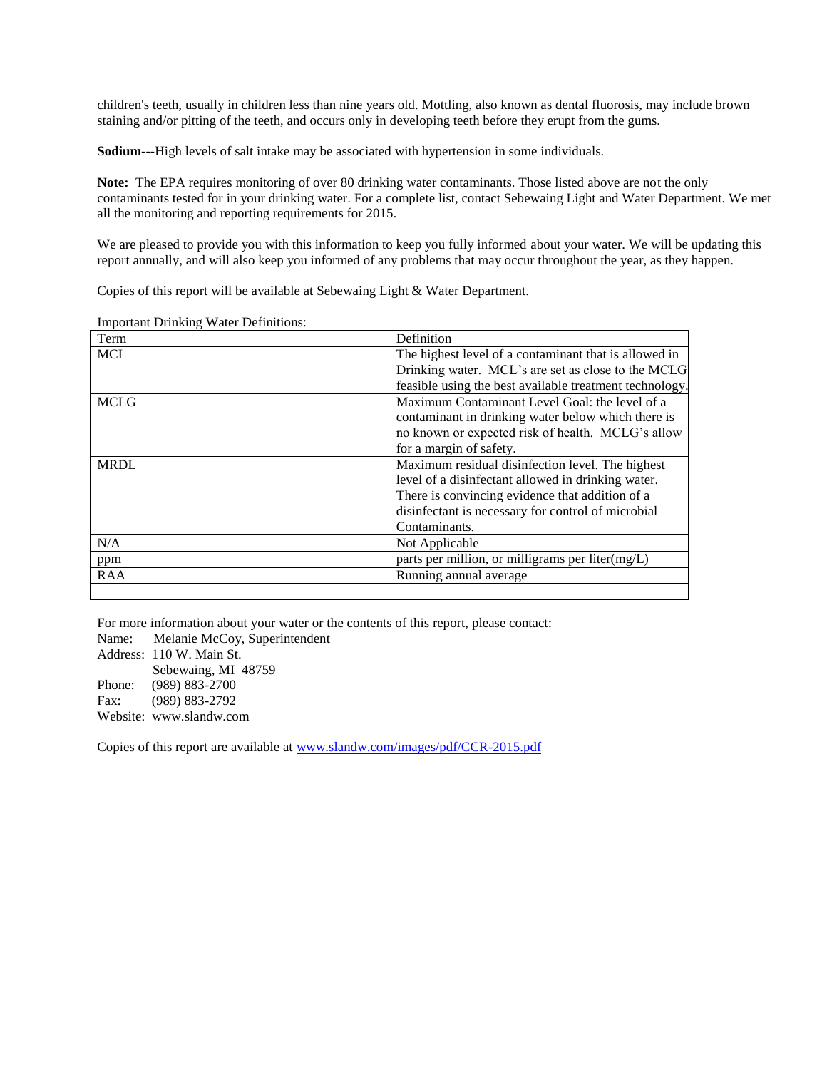children's teeth, usually in children less than nine years old. Mottling, also known as dental fluorosis, may include brown staining and/or pitting of the teeth, and occurs only in developing teeth before they erupt from the gums.

**Sodium**---High levels of salt intake may be associated with hypertension in some individuals.

**Note:** The EPA requires monitoring of over 80 drinking water contaminants. Those listed above are not the only contaminants tested for in your drinking water. For a complete list, contact Sebewaing Light and Water Department. We met all the monitoring and reporting requirements for 2015.

We are pleased to provide you with this information to keep you fully informed about your water. We will be updating this report annually, and will also keep you informed of any problems that may occur throughout the year, as they happen.

Copies of this report will be available at Sebewaing Light & Water Department.

Important Drinking Water Definitions:

| Term | Definition |
|---|---|
| MCL | The highest level of a contaminant that is allowed in Drinking water. MCL's are set as close to the MCLG feasible using the best available treatment technology. |
| MCLG | Maximum Contaminant Level Goal: the level of a contaminant in drinking water below which there is no known or expected risk of health. MCLG's allow for a margin of safety. |
| MRDL | Maximum residual disinfection level. The highest level of a disinfectant allowed in drinking water. There is convincing evidence that addition of a disinfectant is necessary for control of microbial Contaminants. |
| N/A | Not Applicable |
| ppm | parts per million, or milligrams per liter(mg/L) |
| RAA | Running annual average |
| | |

For more information about your water or the contents of this report, please contact:

Name: Melanie McCoy, Superintendent
Address: 110 W. Main St.
Sebewaing, MI 48759
Phone: (989) 883-2700
Fax: (989) 883-2792
Website: www.slandw.com

Copies of this report are available at www.slandw.com/images/pdf/CCR-2015.pdf